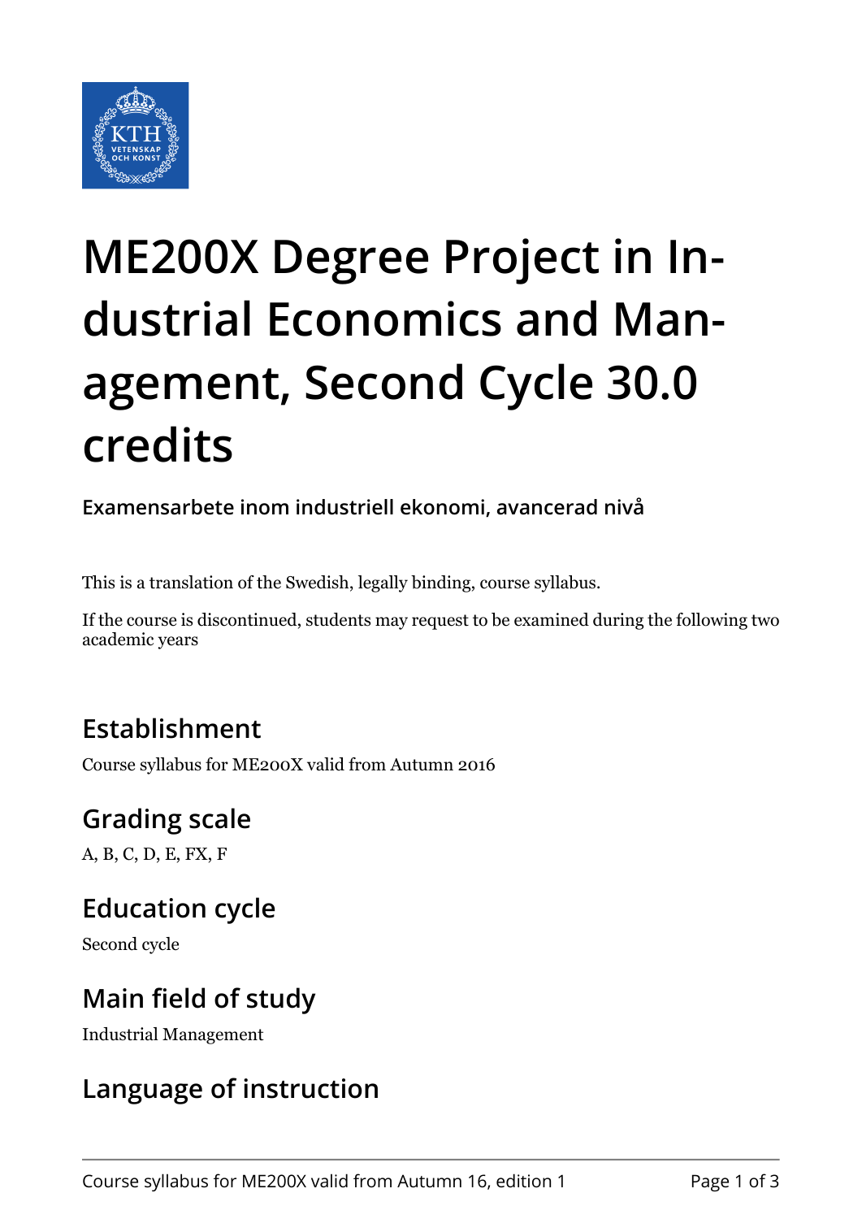# ME200X Degree Project in Industrial Economics and Management, Second Cycle 30.0 credits

**Examensarbete inom industriell ekonomi, avancerad nivå**

This is a translation of the Swedish, legally binding, course syllabus.

If the course is discontinued, students may request to be examined during the following two academic years

## Establishment

Course syllabus for ME200X valid from Autumn 2016

## Grading scale

A, B, C, D, E, FX, F

## Education cycle

Second cycle

## Main field of study

Industrial Management

## Language of instruction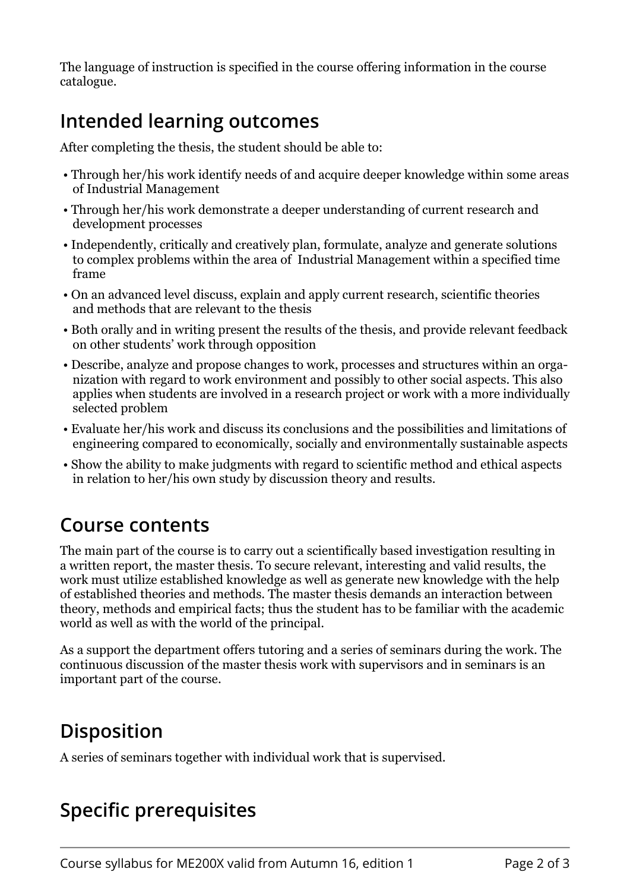The language of instruction is specified in the course offering information in the course catalogue.

## Intended learning outcomes

After completing the thesis, the student should be able to:

- Through her/his work identify needs of and acquire deeper knowledge within some areas of Industrial Management
- Through her/his work demonstrate a deeper understanding of current research and development processes
- Independently, critically and creatively plan, formulate, analyze and generate solutions to complex problems within the area of Industrial Management within a specified time frame
- On an advanced level discuss, explain and apply current research, scientific theories and methods that are relevant to the thesis
- Both orally and in writing present the results of the thesis, and provide relevant feedback on other students' work through opposition
- Describe, analyze and propose changes to work, processes and structures within an organization with regard to work environment and possibly to other social aspects. This also applies when students are involved in a research project or work with a more individually selected problem
- Evaluate her/his work and discuss its conclusions and the possibilities and limitations of engineering compared to economically, socially and environmentally sustainable aspects
- Show the ability to make judgments with regard to scientific method and ethical aspects in relation to her/his own study by discussion theory and results.

## Course contents

The main part of the course is to carry out a scientifically based investigation resulting in a written report, the master thesis. To secure relevant, interesting and valid results, the work must utilize established knowledge as well as generate new knowledge with the help of established theories and methods. The master thesis demands an interaction between theory, methods and empirical facts; thus the student has to be familiar with the academic world as well as with the world of the principal.

As a support the department offers tutoring and a series of seminars during the work. The continuous discussion of the master thesis work with supervisors and in seminars is an important part of the course.

## Disposition

A series of seminars together with individual work that is supervised.

## Specific prerequisites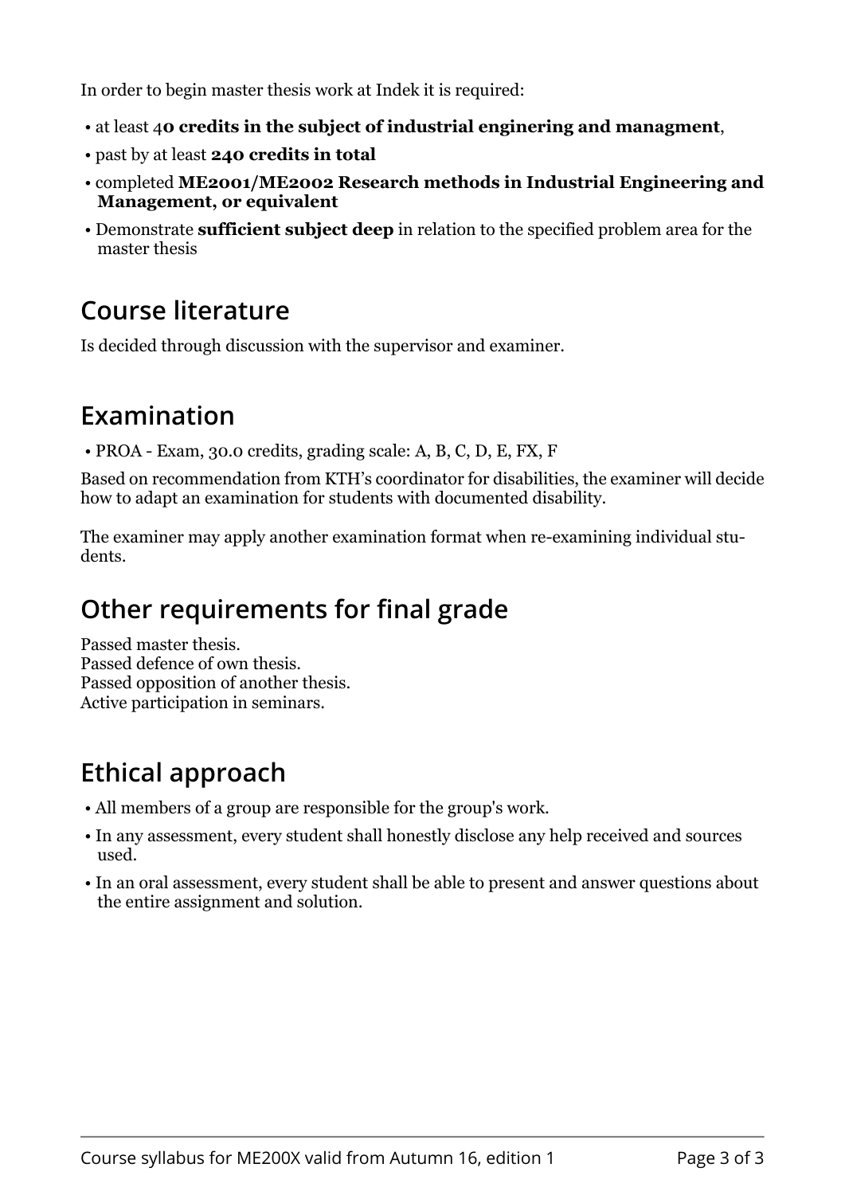In order to begin master thesis work at Indek it is required:

- at least 4**0 credits in the subject of industrial enginering and managment**,
- past by at least **240 credits in total**
- completed **ME2001/ME2002 Research methods in Industrial Engineering and Management, or equivalent**
- Demonstrate **sufficient subject deep** in relation to the specified problem area for the master thesis

## Course literature

Is decided through discussion with the supervisor and examiner.

## Examination

- PROA - Exam, 30.0 credits, grading scale: A, B, C, D, E, FX, F

Based on recommendation from KTH's coordinator for disabilities, the examiner will decide how to adapt an examination for students with documented disability.

The examiner may apply another examination format when re-examining individual students.

## Other requirements for final grade

Passed master thesis.
Passed defence of own thesis.
Passed opposition of another thesis.
Active participation in seminars.

## Ethical approach

- All members of a group are responsible for the group's work.
- In any assessment, every student shall honestly disclose any help received and sources used.
- In an oral assessment, every student shall be able to present and answer questions about the entire assignment and solution.